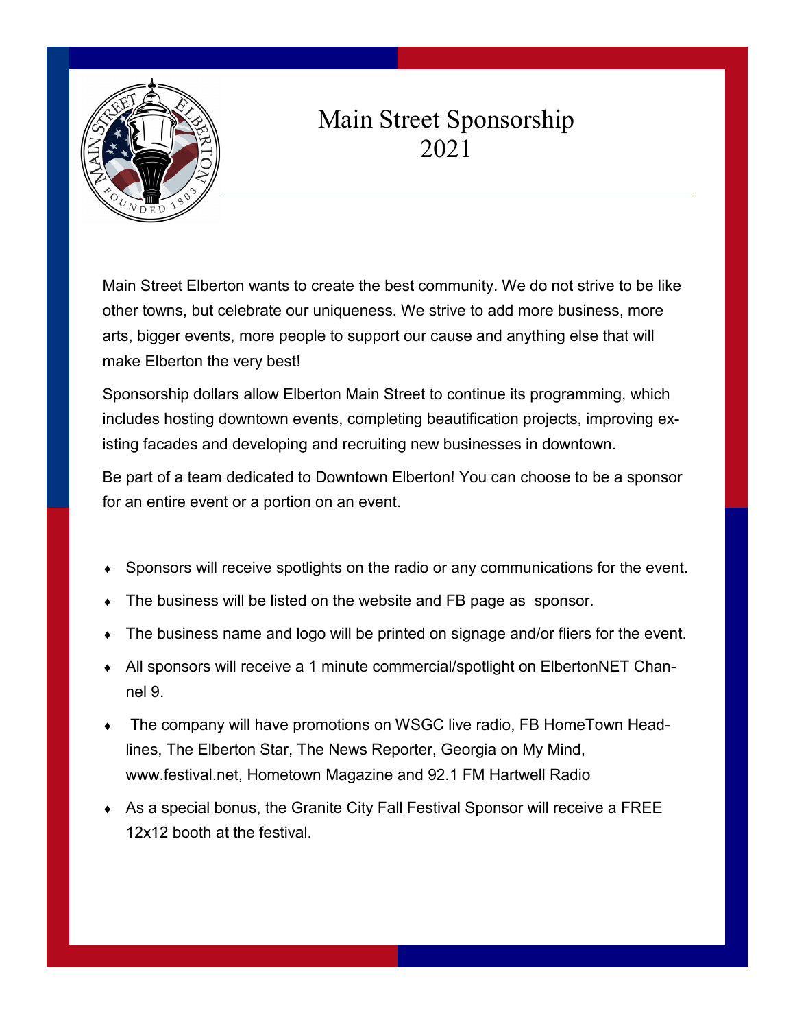# Main Street Sponsorship 2021

Main Street Elberton wants to create the best community. We do not strive to be like other towns, but celebrate our uniqueness. We strive to add more business, more arts, bigger events, more people to support our cause and anything else that will make Elberton the very best!

Sponsorship dollars allow Elberton Main Street to continue its programming, which includes hosting downtown events, completing beautification projects, improving existing facades and developing and recruiting new businesses in downtown.

Be part of a team dedicated to Downtown Elberton! You can choose to be a sponsor for an entire event or a portion on an event.

- Sponsors will receive spotlights on the radio or any communications for the event.
- The business will be listed on the website and FB page as sponsor.
- The business name and logo will be printed on signage and/or fliers for the event.
- All sponsors will receive a 1 minute commercial/spotlight on ElbertonNET Channel 9.
- The company will have promotions on WSGC live radio, FB HomeTown Headlines, The Elberton Star, The News Reporter, Georgia on My Mind, www.festival.net, Hometown Magazine and 92.1 FM Hartwell Radio
- As a special bonus, the Granite City Fall Festival Sponsor will receive a FREE 12x12 booth at the festival.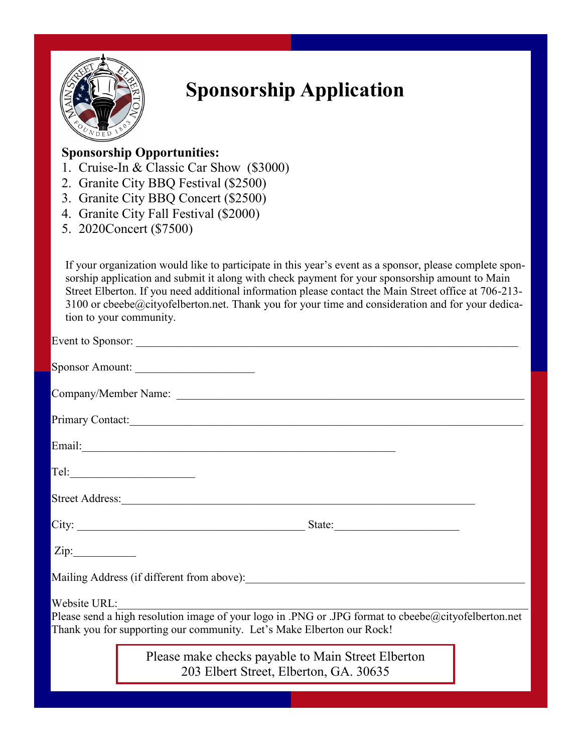# Sponsorship Application

**Sponsorship Opportunities:**

1. Cruise-In & Classic Car Show ($3000)
2. Granite City BBQ Festival ($2500)
3. Granite City BBQ Concert ($2500)
4. Granite City Fall Festival ($2000)
5. 2020Concert ($7500)

If your organization would like to participate in this year's event as a sponsor, please complete sponsorship application and submit it along with check payment for your sponsorship amount to Main Street Elberton. If you need additional information please contact the Main Street office at 706-213-3100 or cbeebe@cityofelberton.net. Thank you for your time and consideration and for your dedication to your community.

Event to Sponsor: ______________________________________________________________

Sponsor Amount: ____________________

Company/Member Name: _____________________________________________________

Primary Contact:_________________________________________________________________

Email:______________________________________________________

Tel:_____________________

Street Address:______________________________________________________________

City: _______________________________________ State:_____________________

Zip:___________

Mailing Address (if different from above):_______________________________________________

Website URL:_______________________________________________________________________

Please send a high resolution image of your logo in .PNG or .JPG format to cbeebe@cityofelberton.net

Thank you for supporting our community. Let's Make Elberton our Rock!

Please make checks payable to Main Street Elberton
203 Elbert Street, Elberton, GA. 30635